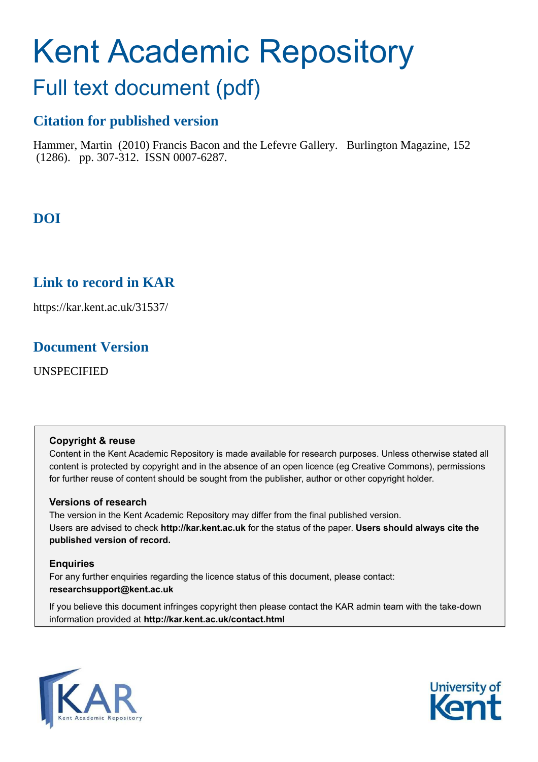# Kent Academic Repository

## Full text document (pdf)

### Citation for published version

Hammer, Martin (2010) Francis Bacon and the Lefevre Gallery. Burlington Magazine, 152 (1286). pp. 307-312. ISSN 0007-6287.

### DOI

### Link to record in KAR

https://kar.kent.ac.uk/31537/

### Document Version

UNSPECIFIED

**Copyright & reuse**

Content in the Kent Academic Repository is made available for research purposes. Unless otherwise stated all content is protected by copyright and in the absence of an open licence (eg Creative Commons), permissions for further reuse of content should be sought from the publisher, author or other copyright holder.

**Versions of research**

The version in the Kent Academic Repository may differ from the final published version. Users are advised to check **http://kar.kent.ac.uk** for the status of the paper. **Users should always cite the published version of record.**

**Enquiries**

For any further enquiries regarding the licence status of this document, please contact: **researchsupport@kent.ac.uk**

If you believe this document infringes copyright then please contact the KAR admin team with the take-down information provided at **http://kar.kent.ac.uk/contact.html**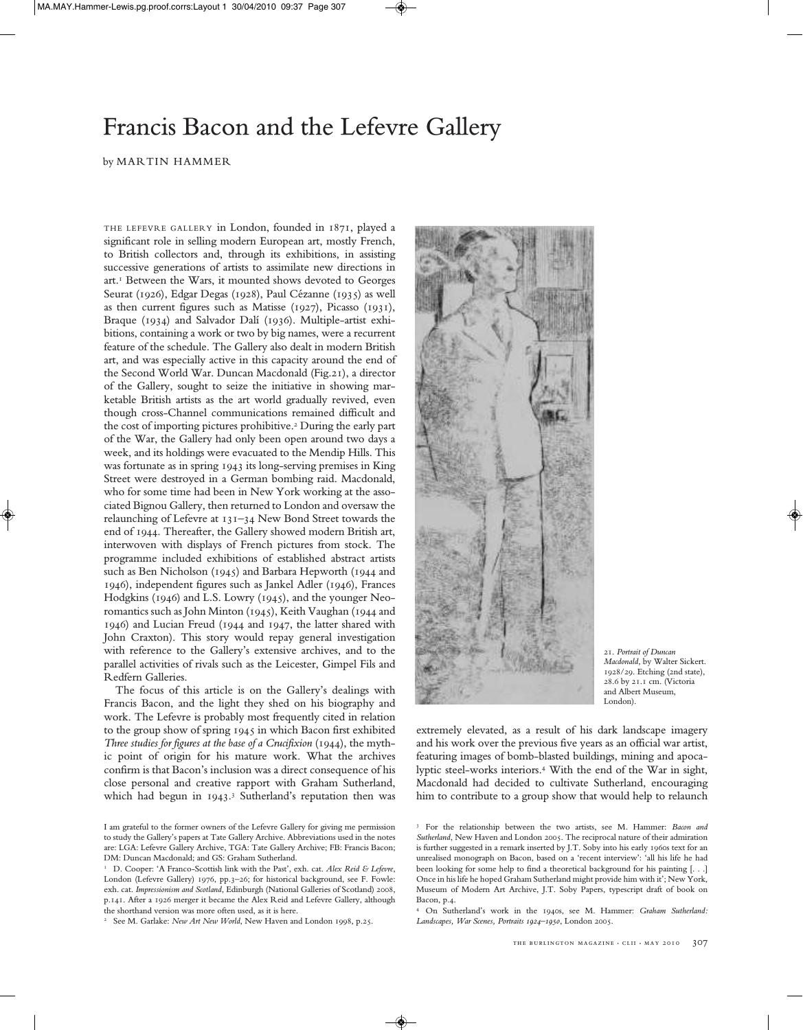# Francis Bacon and the Lefevre Gallery

by MARTIN HAMMER

THE LEFEVRE GALLERY in London, founded in 1871, played a significant role in selling modern European art, mostly French, to British collectors and, through its exhibitions, in assisting successive generations of artists to assimilate new directions in art.[1] Between the Wars, it mounted shows devoted to Georges Seurat (1926), Edgar Degas (1928), Paul Cézanne (1935) as well as then current figures such as Matisse (1927), Picasso (1931), Braque (1934) and Salvador Dalí (1936). Multiple-artist exhibitions, containing a work or two by big names, were a recurrent feature of the schedule. The Gallery also dealt in modern British art, and was especially active in this capacity around the end of the Second World War. Duncan Macdonald (Fig.21), a director of the Gallery, sought to seize the initiative in showing marketable British artists as the art world gradually revived, even though cross-Channel communications remained difficult and the cost of importing pictures prohibitive.[2] During the early part of the War, the Gallery had only been open around two days a week, and its holdings were evacuated to the Mendip Hills. This was fortunate as in spring 1943 its long-serving premises in King Street were destroyed in a German bombing raid. Macdonald, who for some time had been in New York working at the associated Bignou Gallery, then returned to London and oversaw the relaunching of Lefevre at 131–34 New Bond Street towards the end of 1944. Thereafter, the Gallery showed modern British art, interwoven with displays of French pictures from stock. The programme included exhibitions of established abstract artists such as Ben Nicholson (1945) and Barbara Hepworth (1944 and 1946), independent figures such as Jankel Adler (1946), Frances Hodgkins (1946) and L.S. Lowry (1945), and the younger Neo-romantics such as John Minton (1945), Keith Vaughan (1944 and 1946) and Lucian Freud (1944 and 1947, the latter shared with John Craxton). This story would repay general investigation with reference to the Gallery's extensive archives, and to the parallel activities of rivals such as the Leicester, Gimpel Fils and Redfern Galleries.

The focus of this article is on the Gallery's dealings with Francis Bacon, and the light they shed on his biography and work. The Lefevre is probably most frequently cited in relation to the group show of spring 1945 in which Bacon first exhibited *Three studies for figures at the base of a Crucifixion* (1944), the mythic point of origin for his mature work. What the archives confirm is that Bacon's inclusion was a direct consequence of his close personal and creative rapport with Graham Sutherland, which had begun in 1943.[3] Sutherland's reputation then was extremely elevated, as a result of his dark landscape imagery and his work over the previous five years as an official war artist, featuring images of bomb-blasted buildings, mining and apocalyptic steel-works interiors.[4] With the end of the War in sight, Macdonald had decided to cultivate Sutherland, encouraging him to contribute to a group show that would help to relaunch

21. *Portrait of Duncan Macdonald*, by Walter Sickert. 1928/29. Etching (2nd state), 28.6 by 21.1 cm. (Victoria and Albert Museum, London).

I am grateful to the former owners of the Lefevre Gallery for giving me permission to study the Gallery's papers at Tate Gallery Archive. Abbreviations used in the notes are: LGA: Lefevre Gallery Archive, TGA: Tate Gallery Archive; FB: Francis Bacon; DM: Duncan Macdonald; and GS: Graham Sutherland.

[1] D. Cooper: 'A Franco-Scottish link with the Past', exh. cat. *Alex Reid & Lefevre*, London (Lefevre Gallery) 1976, pp.3–26; for historical background, see F. Fowle: exh. cat. *Impressionism and Scotland*, Edinburgh (National Galleries of Scotland) 2008, p.141. After a 1926 merger it became the Alex Reid and Lefevre Gallery, although the shorthand version was more often used, as it is here.

[2] See M. Garlake: *New Art New World*, New Haven and London 1998, p.25.

[3] For the relationship between the two artists, see M. Hammer: *Bacon and Sutherland*, New Haven and London 2005. The reciprocal nature of their admiration is further suggested in a remark inserted by J.T. Soby into his early 1960s text for an unrealised monograph on Bacon, based on a 'recent interview': 'all his life he had been looking for some help to find a theoretical background for his painting [. . .] Once in his life he hoped Graham Sutherland might provide him with it'; New York, Museum of Modern Art Archive, J.T. Soby Papers, typescript draft of book on Bacon, p.4.

[4] On Sutherland's work in the 1940s, see M. Hammer: *Graham Sutherland: Landscapes, War Scenes, Portraits 1924–1950*, London 2005.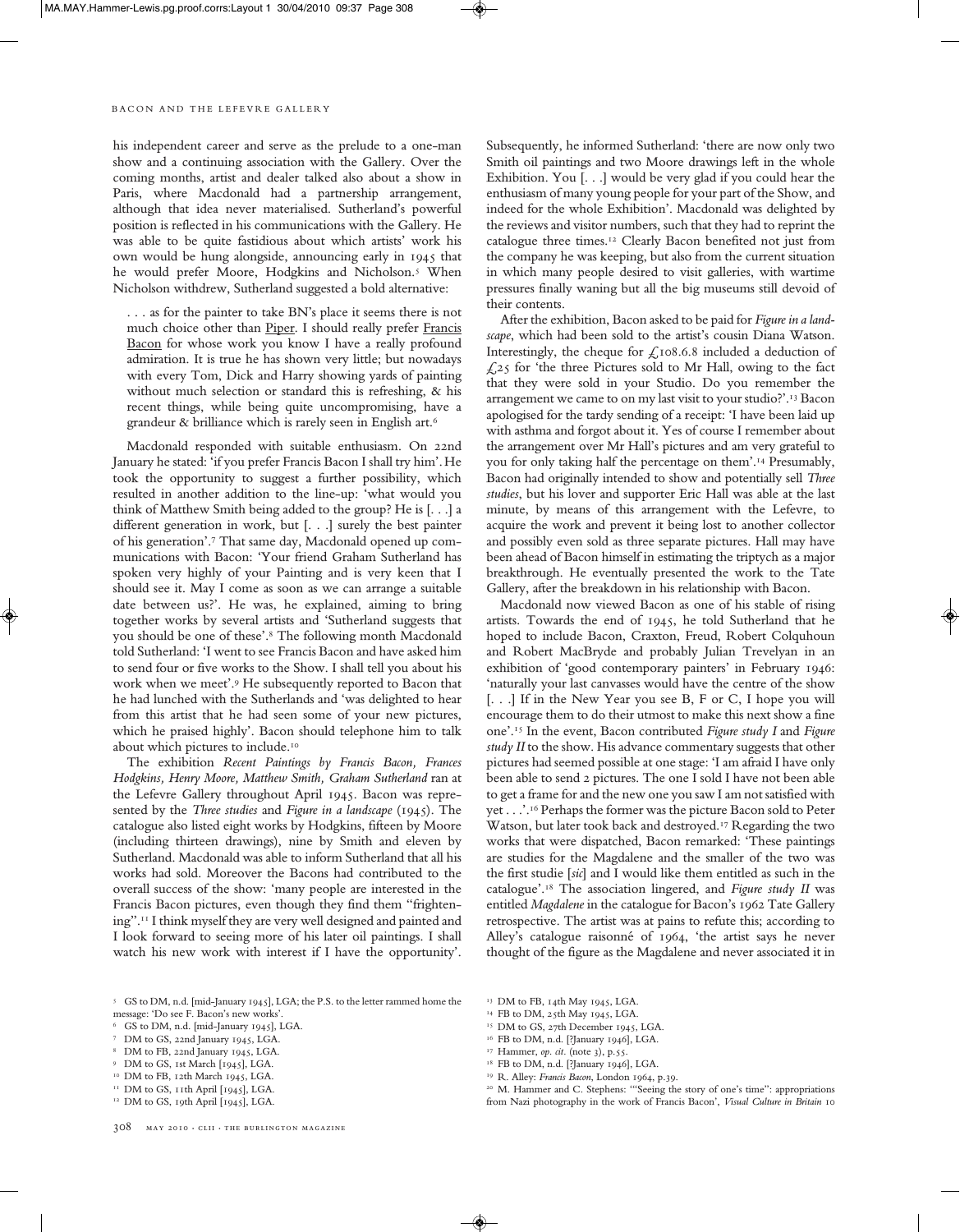his independent career and serve as the prelude to a one-man show and a continuing association with the Gallery. Over the coming months, artist and dealer talked also about a show in Paris, where Macdonald had a partnership arrangement, although that idea never materialised. Sutherland's powerful position is reflected in his communications with the Gallery. He was able to be quite fastidious about which artists' work his own would be hung alongside, announcing early in 1945 that he would prefer Moore, Hodgkins and Nicholson.[5] When Nicholson withdrew, Sutherland suggested a bold alternative:

> . . . as for the painter to take BN's place it seems there is not much choice other than <u>Piper</u>. I should really prefer <u>Francis Bacon</u> for whose work you know I have a really profound admiration. It is true he has shown very little; but nowadays with every Tom, Dick and Harry showing yards of painting without much selection or standard this is refreshing, & his recent things, while being quite uncompromising, have a grandeur & brilliance which is rarely seen in English art.[6]

Macdonald responded with suitable enthusiasm. On 22nd January he stated: 'if you prefer Francis Bacon I shall try him'. He took the opportunity to suggest a further possibility, which resulted in another addition to the line-up: 'what would you think of Matthew Smith being added to the group? He is [. . .] a different generation in work, but [. . .] surely the best painter of his generation'.[7] That same day, Macdonald opened up communications with Bacon: 'Your friend Graham Sutherland has spoken very highly of your Painting and is very keen that I should see it. May I come as soon as we can arrange a suitable date between us?'. He was, he explained, aiming to bring together works by several artists and 'Sutherland suggests that you should be one of these'.[8] The following month Macdonald told Sutherland: 'I went to see Francis Bacon and have asked him to send four or five works to the Show. I shall tell you about his work when we meet'.[9] He subsequently reported to Bacon that he had lunched with the Sutherlands and 'was delighted to hear from this artist that he had seen some of your new pictures, which he praised highly'. Bacon should telephone him to talk about which pictures to include.[10]

The exhibition *Recent Paintings by Francis Bacon, Frances Hodgkins, Henry Moore, Matthew Smith, Graham Sutherland* ran at the Lefevre Gallery throughout April 1945. Bacon was represented by the *Three studies* and *Figure in a landscape* (1945). The catalogue also listed eight works by Hodgkins, fifteen by Moore (including thirteen drawings), nine by Smith and eleven by Sutherland. Macdonald was able to inform Sutherland that all his works had sold. Moreover the Bacons had contributed to the overall success of the show: 'many people are interested in the Francis Bacon pictures, even though they find them "frightening".[11] I think myself they are very well designed and painted and I look forward to seeing more of his later oil paintings. I shall watch his new work with interest if I have the opportunity'. Subsequently, he informed Sutherland: 'there are now only two Smith oil paintings and two Moore drawings left in the whole Exhibition. You [. . .] would be very glad if you could hear the enthusiasm of many young people for your part of the Show, and indeed for the whole Exhibition'. Macdonald was delighted by the reviews and visitor numbers, such that they had to reprint the catalogue three times.[12] Clearly Bacon benefited not just from the company he was keeping, but also from the current situation in which many people desired to visit galleries, with wartime pressures finally waning but all the big museums still devoid of their contents.

After the exhibition, Bacon asked to be paid for *Figure in a landscape*, which had been sold to the artist's cousin Diana Watson. Interestingly, the cheque for £108.6.8 included a deduction of £25 for 'the three Pictures sold to Mr Hall, owing to the fact that they were sold in your Studio. Do you remember the arrangement we came to on my last visit to your studio?'.[13] Bacon apologised for the tardy sending of a receipt: 'I have been laid up with asthma and forgot about it. Yes of course I remember about the arrangement over Mr Hall's pictures and am very grateful to you for only taking half the percentage on them'.[14] Presumably, Bacon had originally intended to show and potentially sell *Three studies*, but his lover and supporter Eric Hall was able at the last minute, by means of this arrangement with the Lefevre, to acquire the work and prevent it being lost to another collector and possibly even sold as three separate pictures. Hall may have been ahead of Bacon himself in estimating the triptych as a major breakthrough. He eventually presented the work to the Tate Gallery, after the breakdown in his relationship with Bacon.

Macdonald now viewed Bacon as one of his stable of rising artists. Towards the end of 1945, he told Sutherland that he hoped to include Bacon, Craxton, Freud, Robert Colquhoun and Robert MacBryde and probably Julian Trevelyan in an exhibition of 'good contemporary painters' in February 1946: 'naturally your last canvasses would have the centre of the show [. . .] If in the New Year you see B, F or C, I hope you will encourage them to do their utmost to make this next show a fine one'.[15] In the event, Bacon contributed *Figure study I* and *Figure study II* to the show. His advance commentary suggests that other pictures had seemed possible at one stage: 'I am afraid I have only been able to send 2 pictures. The one I sold I have not been able to get a frame for and the new one you saw I am not satisfied with yet . . .'.[16] Perhaps the former was the picture Bacon sold to Peter Watson, but later took back and destroyed.[17] Regarding the two works that were dispatched, Bacon remarked: 'These paintings are studies for the Magdalene and the smaller of the two was the first studie [*sic*] and I would like them entitled as such in the catalogue'.[18] The association lingered, and *Figure study II* was entitled *Magdalene* in the catalogue for Bacon's 1962 Tate Gallery retrospective. The artist was at pains to refute this; according to Alley's catalogue raisonné of 1964, 'the artist says he never thought of the figure as the Magdalene and never associated it in

---

[5] GS to DM, n.d. [mid-January 1945], LGA; the P.S. to the letter rammed home the message: 'Do see F. Bacon's new works'.
[6] GS to DM, n.d. [mid-January 1945], LGA.
[7] DM to GS, 22nd January 1945, LGA.
[8] DM to FB, 22nd January 1945, LGA.
[9] DM to GS, 1st March [1945], LGA.
[10] DM to FB, 12th March 1945, LGA.
[11] DM to GS, 11th April [1945], LGA.
[12] DM to GS, 19th April [1945], LGA.
[13] DM to FB, 14th May 1945, LGA.
[14] FB to DM, 25th May 1945, LGA.
[15] DM to GS, 27th December 1945, LGA.
[16] FB to DM, n.d. [?January 1946], LGA.
[17] Hammer, *op. cit.* (note 3), p.55.
[18] FB to DM, n.d. [?January 1946], LGA.
[19] R. Alley: *Francis Bacon*, London 1964, p.39.
[20] M. Hammer and C. Stephens: '"Seeing the story of one's time": appropriations from Nazi photography in the work of Francis Bacon', *Visual Culture in Britain* 10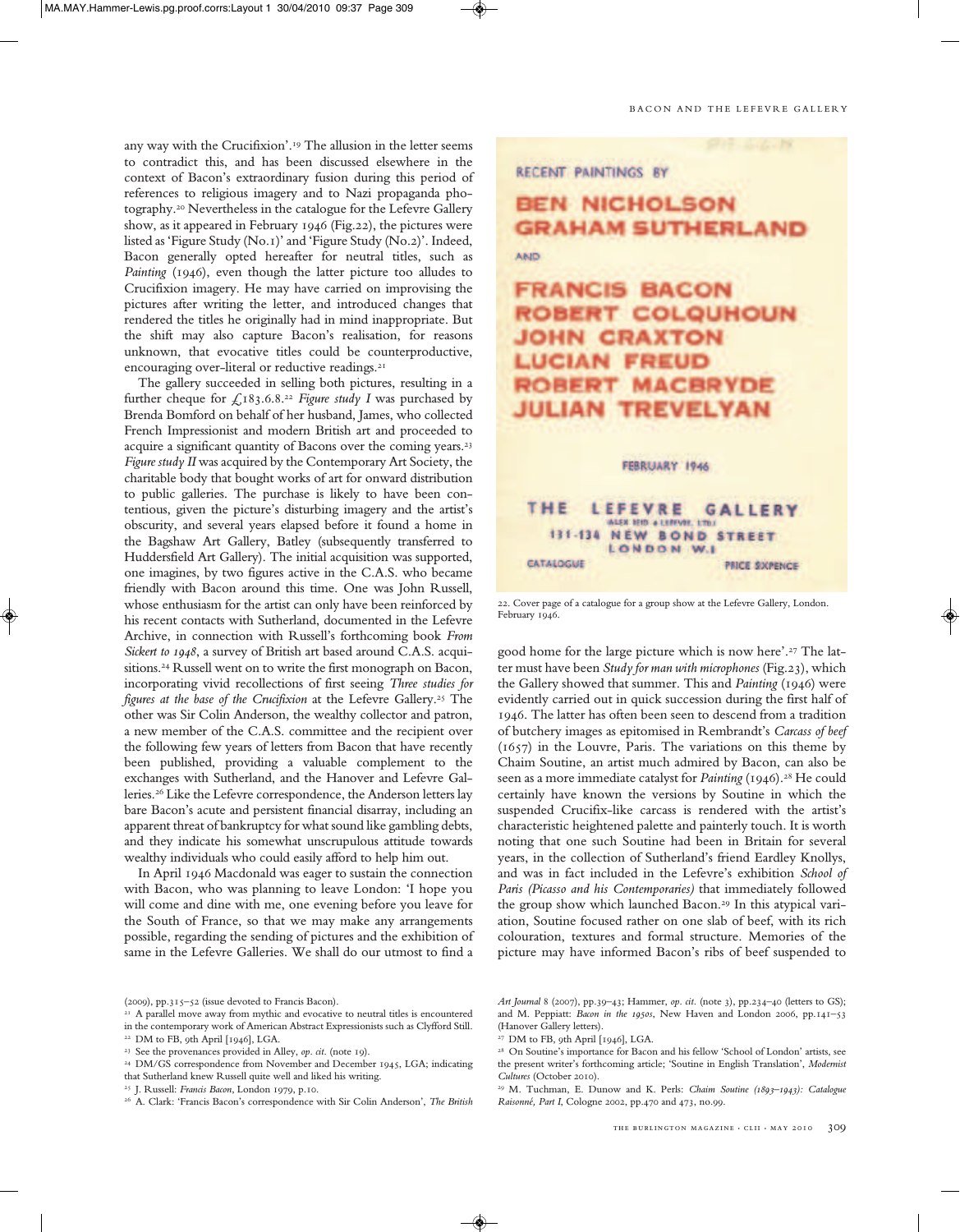any way with the Crucifixion'.[19] The allusion in the letter seems to contradict this, and has been discussed elsewhere in the context of Bacon's extraordinary fusion during this period of references to religious imagery and to Nazi propaganda photography.[20] Nevertheless in the catalogue for the Lefevre Gallery show, as it appeared in February 1946 (Fig.22), the pictures were listed as 'Figure Study (No.1)' and 'Figure Study (No.2)'. Indeed, Bacon generally opted hereafter for neutral titles, such as *Painting* (1946), even though the latter picture too alludes to Crucifixion imagery. He may have carried on improvising the pictures after writing the letter, and introduced changes that rendered the titles he originally had in mind inappropriate. But the shift may also capture Bacon's realisation, for reasons unknown, that evocative titles could be counterproductive, encouraging over-literal or reductive readings.[21]

The gallery succeeded in selling both pictures, resulting in a further cheque for £183.6.8.[22] *Figure study I* was purchased by Brenda Bomford on behalf of her husband, James, who collected French Impressionist and modern British art and proceeded to acquire a significant quantity of Bacons over the coming years.[23] *Figure study II* was acquired by the Contemporary Art Society, the charitable body that bought works of art for onward distribution to public galleries. The purchase is likely to have been contentious, given the picture's disturbing imagery and the artist's obscurity, and several years elapsed before it found a home in the Bagshaw Art Gallery, Batley (subsequently transferred to Huddersfield Art Gallery). The initial acquisition was supported, one imagines, by two figures active in the C.A.S. who became friendly with Bacon around this time. One was John Russell, whose enthusiasm for the artist can only have been reinforced by his recent contacts with Sutherland, documented in the Lefevre Archive, in connection with Russell's forthcoming book *From Sickert to 1948*, a survey of British art based around C.A.S. acquisitions.[24] Russell went on to write the first monograph on Bacon, incorporating vivid recollections of first seeing *Three studies for figures at the base of the Crucifixion* at the Lefevre Gallery.[25] The other was Sir Colin Anderson, the wealthy collector and patron, a new member of the C.A.S. committee and the recipient over the following few years of letters from Bacon that have recently been published, providing a valuable complement to the exchanges with Sutherland, and the Hanover and Lefevre Galleries.[26] Like the Lefevre correspondence, the Anderson letters lay bare Bacon's acute and persistent financial disarray, including an apparent threat of bankruptcy for what sound like gambling debts, and they indicate his somewhat unscrupulous attitude towards wealthy individuals who could easily afford to help him out.

In April 1946 Macdonald was eager to sustain the connection with Bacon, who was planning to leave London: 'I hope you will come and dine with me, one evening before you leave for the South of France, so that we may make any arrangements possible, regarding the sending of pictures and the exhibition of same in the Lefevre Galleries. We shall do our utmost to find a good home for the large picture which is now here'.[27] The latter must have been *Study for man with microphones* (Fig.23), which the Gallery showed that summer. This and *Painting* (1946) were evidently carried out in quick succession during the first half of 1946. The latter has often been seen to descend from a tradition of butchery images as epitomised in Rembrandt's *Carcass of beef* (1657) in the Louvre, Paris. The variations on this theme by Chaim Soutine, an artist much admired by Bacon, can also be seen as a more immediate catalyst for *Painting* (1946).[28] He could certainly have known the versions by Soutine in which the suspended Crucifix-like carcass is rendered with the artist's characteristic heightened palette and painterly touch. It is worth noting that one such Soutine had been in Britain for several years, in the collection of Sutherland's friend Eardley Knollys, and was in fact included in the Lefevre's exhibition *School of Paris (Picasso and his Contemporaries)* that immediately followed the group show which launched Bacon.[29] In this atypical variation, Soutine focused rather on one slab of beef, with its rich colouration, textures and formal structure. Memories of the picture may have informed Bacon's ribs of beef suspended to

RECENT PAINTINGS BY
BEN NICHOLSON
GRAHAM SUTHERLAND
AND
FRANCIS BACON
ROBERT COLQUHOUN
JOHN CRAXTON
LUCIAN FREUD
ROBERT MACBRYDE
JULIAN TREVELYAN
FEBRUARY 1946
THE LEFEVRE GALLERY
ALEX REID & LEFEVRE, LTD.
131-134 NEW BOND STREET
LONDON W.1
CATALOGUE PRICE SIXPENCE

22. Cover page of a catalogue for a group show at the Lefevre Gallery, London. February 1946.

---

(2009), pp.315–52 (issue devoted to Francis Bacon).

[21] A parallel move away from mythic and evocative to neutral titles is encountered in the contemporary work of American Abstract Expressionists such as Clyfford Still.

[22] DM to FB, 9th April [1946], LGA.

[23] See the provenances provided in Alley, *op. cit.* (note 19).

[24] DM/GS correspondence from November and December 1945, LGA; indicating that Sutherland knew Russell quite well and liked his writing.

[25] J. Russell: *Francis Bacon*, London 1979, p.10.

[26] A. Clark: 'Francis Bacon's correspondence with Sir Colin Anderson', *The British Art Journal* 8 (2007), pp.39–43; Hammer, *op. cit.* (note 3), pp.234–40 (letters to GS); and M. Peppiatt: *Bacon in the 1950s*, New Haven and London 2006, pp.141–53 (Hanover Gallery letters).

[27] DM to FB, 9th April [1946], LGA.

[28] On Soutine's importance for Bacon and his fellow 'School of London' artists, see the present writer's forthcoming article; 'Soutine in English Translation', *Modernist Cultures* (October 2010).

[29] M. Tuchman, E. Dunow and K. Perls: *Chaim Soutine (1893–1943): Catalogue Raisonné, Part I*, Cologne 2002, pp.470 and 473, no.99.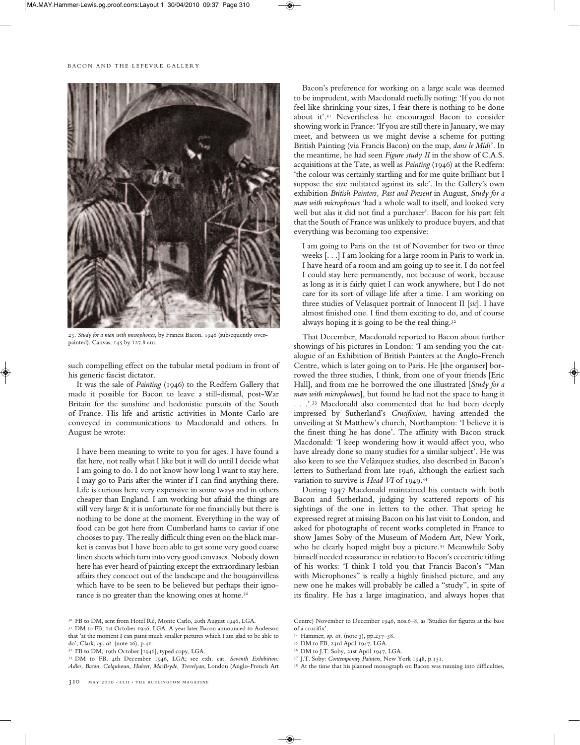23. *Study for a man with microphones*, by Francis Bacon. 1946 (subsequently over-painted). Canvas, 145 by 127.8 cm.

such compelling effect on the tubular metal podium in front of his generic fascist dictator.

It was the sale of *Painting* (1946) to the Redfern Gallery that made it possible for Bacon to leave a still-dismal, post-War Britain for the sunshine and hedonistic pursuits of the South of France. His life and artistic activities in Monte Carlo are conveyed in communications to Macdonald and others. In August he wrote:

> I have been meaning to write to you for ages. I have found a flat here, not really what I like but it will do until I decide what I am going to do. I do not know how long I want to stay here. I may go to Paris after the winter if I can find anything there. Life is curious here very expensive in some ways and in others cheaper than England. I am working but afraid the things are still very large & it is unfortunate for me financially but there is nothing to be done at the moment. Everything in the way of food can be got here from Cumberland hams to caviar if one chooses to pay. The really difficult thing even on the black market is canvas but I have been able to get some very good coarse linen sheets which turn into very good canvases. Nobody down here has ever heard of painting except the extraordinary lesbian affairs they concoct out of the landscape and the bougainvilleas which have to be seen to be believed but perhaps their ignorance is no greater than the knowing ones at home.[30]

Bacon's preference for working on a large scale was deemed to be imprudent, with Macdonald ruefully noting: 'If you do not feel like shrinking your sizes, I fear there is nothing to be done about it'.[31] Nevertheless he encouraged Bacon to consider showing work in France: 'If you are still there in January, we may meet, and between us we might devise a scheme for putting British Painting (via Francis Bacon) on the map, *dans le Midi*'. In the meantime, he had seen *Figure study II* in the show of C.A.S. acquisitions at the Tate, as well as *Painting* (1946) at the Redfern: 'the colour was certainly startling and for me quite brilliant but I suppose the size militated against its sale'. In the Gallery's own exhibition *British Painters, Past and Present* in August, *Study for a man with microphones* 'had a whole wall to itself, and looked very well but alas it did not find a purchaser'. Bacon for his part felt that the South of France was unlikely to produce buyers, and that everything was becoming too expensive:

> I am going to Paris on the 1st of November for two or three weeks [. . .] I am looking for a large room in Paris to work in. I have heard of a room and am going up to see it. I do not feel I could stay here permanently, not because of work, because as long as it is fairly quiet I can work anywhere, but I do not care for its sort of village life after a time. I am working on three studies of Velasquez portrait of Innocent II [*sic*]. I have almost finished one. I find them exciting to do, and of course always hoping it is going to be the real thing.[32]

That December, Macdonald reported to Bacon about further showings of his pictures in London: 'I am sending you the catalogue of an Exhibition of British Painters at the Anglo-French Centre, which is later going on to Paris. He [the organiser] borrowed the three studies, I think, from one of your friends [Eric Hall], and from me he borrowed the one illustrated [*Study for a man with microphones*], but found he had not the space to hang it . . .'.[33] Macdonald also commented that he had been deeply impressed by Sutherland's *Crucifixion*, having attended the unveiling at St Matthew's church, Northampton: 'I believe it is the finest thing he has done'. The affinity with Bacon struck Macdonald: 'I keep wondering how it would affect you, who have already done so many studies for a similar subject'. He was also keen to see the Velázquez studies, also described in Bacon's letters to Sutherland from late 1946, although the earliest such variation to survive is *Head VI* of 1949.[34]

During 1947 Macdonald maintained his contacts with both Bacon and Sutherland, judging by scattered reports of his sightings of the one in letters to the other. That spring he expressed regret at missing Bacon on his last visit to London, and asked for photographs of recent works completed in France to show James Soby of the Museum of Modern Art, New York, who he clearly hoped might buy a picture.[35] Meanwhile Soby himself needed reassurance in relation to Bacon's eccentric titling of his works: 'I think I told you that Francis Bacon's "Man with Microphones" is really a highly finished picture, and any new one he makes will probably be called a "study", in spite of its finality. He has a large imagination, and always hopes that

[30] FB to DM, sent from Hotel Ré, Monte Carlo, 20th August 1946, LGA.

[31] DM to FB, 1st October 1946, LGA. A year later Bacon announced to Anderson that 'at the moment I can paint much smaller pictures which I am glad to be able to do'; Clark, *op. cit.* (note 26), p.41.

[32] FB to DM, 19th October [1946], typed copy, LGA.

[33] DM to FB, 4th December 1946, LGA; see exh. cat. *Seventh Exhibition: Adler, Bacon, Colquhoun, Hubert, MacBryde, Trevelyan*, London (Anglo-French Art Centre) November to December 1946, nos.6–8, as 'Studies for figures at the base of a crucifix'.

[34] Hammer, *op. cit.* (note 3), pp.237–38.

[35] DM to FB, 23rd April 1947, LGA.

[36] DM to J.T. Soby, 21st April 1947, LGA.

[37] J.T. Soby: *Contemporary Painters*, New York 1948, p.151.

[38] At the time that his planned monograph on Bacon was running into difficulties,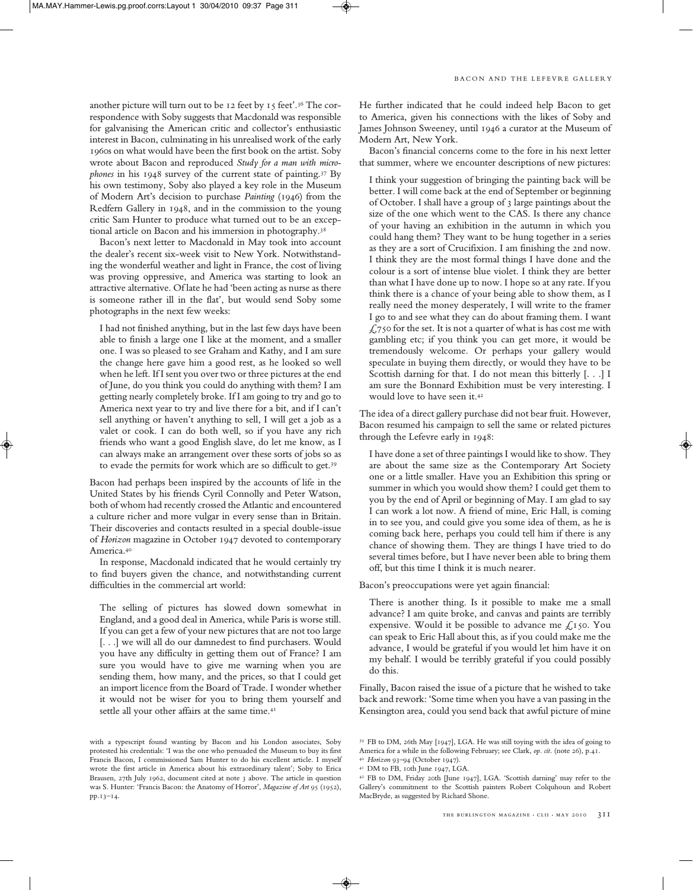another picture will turn out to be 12 feet by 15 feet'.[36] The correspondence with Soby suggests that Macdonald was responsible for galvanising the American critic and collector's enthusiastic interest in Bacon, culminating in his unrealised work of the early 1960s on what would have been the first book on the artist. Soby wrote about Bacon and reproduced *Study for a man with microphones* in his 1948 survey of the current state of painting.[37] By his own testimony, Soby also played a key role in the Museum of Modern Art's decision to purchase *Painting* (1946) from the Redfern Gallery in 1948, and in the commission to the young critic Sam Hunter to produce what turned out to be an exceptional article on Bacon and his immersion in photography.[38]

Bacon's next letter to Macdonald in May took into account the dealer's recent six-week visit to New York. Notwithstanding the wonderful weather and light in France, the cost of living was proving oppressive, and America was starting to look an attractive alternative. Of late he had 'been acting as nurse as there is someone rather ill in the flat', but would send Soby some photographs in the next few weeks:

> I had not finished anything, but in the last few days have been able to finish a large one I like at the moment, and a smaller one. I was so pleased to see Graham and Kathy, and I am sure the change here gave him a good rest, as he looked so well when he left. If I sent you over two or three pictures at the end of June, do you think you could do anything with them? I am getting nearly completely broke. If I am going to try and go to America next year to try and live there for a bit, and if I can't sell anything or haven't anything to sell, I will get a job as a valet or cook. I can do both well, so if you have any rich friends who want a good English slave, do let me know, as I can always make an arrangement over these sorts of jobs so as to evade the permits for work which are so difficult to get.[39]

Bacon had perhaps been inspired by the accounts of life in the United States by his friends Cyril Connolly and Peter Watson, both of whom had recently crossed the Atlantic and encountered a culture richer and more vulgar in every sense than in Britain. Their discoveries and contacts resulted in a special double-issue of *Horizon* magazine in October 1947 devoted to contemporary America.[40]

In response, Macdonald indicated that he would certainly try to find buyers given the chance, and notwithstanding current difficulties in the commercial art world:

> The selling of pictures has slowed down somewhat in England, and a good deal in America, while Paris is worse still. If you can get a few of your new pictures that are not too large [. . .] we will all do our damnedest to find purchasers. Would you have any difficulty in getting them out of France? I am sure you would have to give me warning when you are sending them, how many, and the prices, so that I could get an import licence from the Board of Trade. I wonder whether it would not be wiser for you to bring them yourself and settle all your other affairs at the same time.[41]

He further indicated that he could indeed help Bacon to get to America, given his connections with the likes of Soby and James Johnson Sweeney, until 1946 a curator at the Museum of Modern Art, New York.

Bacon's financial concerns come to the fore in his next letter that summer, where we encounter descriptions of new pictures:

> I think your suggestion of bringing the painting back will be better. I will come back at the end of September or beginning of October. I shall have a group of 3 large paintings about the size of the one which went to the CAS. Is there any chance of your having an exhibition in the autumn in which you could hang them? They want to be hung together in a series as they are a sort of Crucifixion. I am finishing the 2nd now. I think they are the most formal things I have done and the colour is a sort of intense blue violet. I think they are better than what I have done up to now. I hope so at any rate. If you think there is a chance of your being able to show them, as I really need the money desperately, I will write to the framer I go to and see what they can do about framing them. I want £750 for the set. It is not a quarter of what is has cost me with gambling etc; if you think you can get more, it would be tremendously welcome. Or perhaps your gallery would speculate in buying them directly, or would they have to be Scottish darning for that. I do not mean this bitterly [. . .] I am sure the Bonnard Exhibition must be very interesting. I would love to have seen it.[42]

The idea of a direct gallery purchase did not bear fruit. However, Bacon resumed his campaign to sell the same or related pictures through the Lefevre early in 1948:

> I have done a set of three paintings I would like to show. They are about the same size as the Contemporary Art Society one or a little smaller. Have you an Exhibition this spring or summer in which you would show them? I could get them to you by the end of April or beginning of May. I am glad to say I can work a lot now. A friend of mine, Eric Hall, is coming in to see you, and could give you some idea of them, as he is coming back here, perhaps you could tell him if there is any chance of showing them. They are things I have tried to do several times before, but I have never been able to bring them off, but this time I think it is much nearer.

Bacon's preoccupations were yet again financial:

> There is another thing. Is it possible to make me a small advance? I am quite broke, and canvas and paints are terribly expensive. Would it be possible to advance me £150. You can speak to Eric Hall about this, as if you could make me the advance, I would be grateful if you would let him have it on my behalf. I would be terribly grateful if you could possibly do this.

Finally, Bacon raised the issue of a picture that he wished to take back and rework: 'Some time when you have a van passing in the Kensington area, could you send back that awful picture of mine

---

with a typescript found wanting by Bacon and his London associates, Soby protested his credentials: 'I was the one who persuaded the Museum to buy its first Francis Bacon, I commissioned Sam Hunter to do his excellent article. I myself wrote the first article in America about his extraordinary talent'; Soby to Erica Brausen, 27th July 1962, document cited at note 3 above. The article in question was S. Hunter: 'Francis Bacon: the Anatomy of Horror', *Magazine of Art* 95 (1952), pp.13–14.

[39] FB to DM, 26th May [1947], LGA. He was still toying with the idea of going to America for a while in the following February; see Clark, *op. cit.* (note 26), p.41.

[40] *Horizon* 93–94 (October 1947).

[41] DM to FB, 10th June 1947, LGA.

[42] FB to DM, Friday 20th [June 1947], LGA. 'Scottish darning' may refer to the Gallery's commitment to the Scottish painters Robert Colquhoun and Robert MacBryde, as suggested by Richard Shone.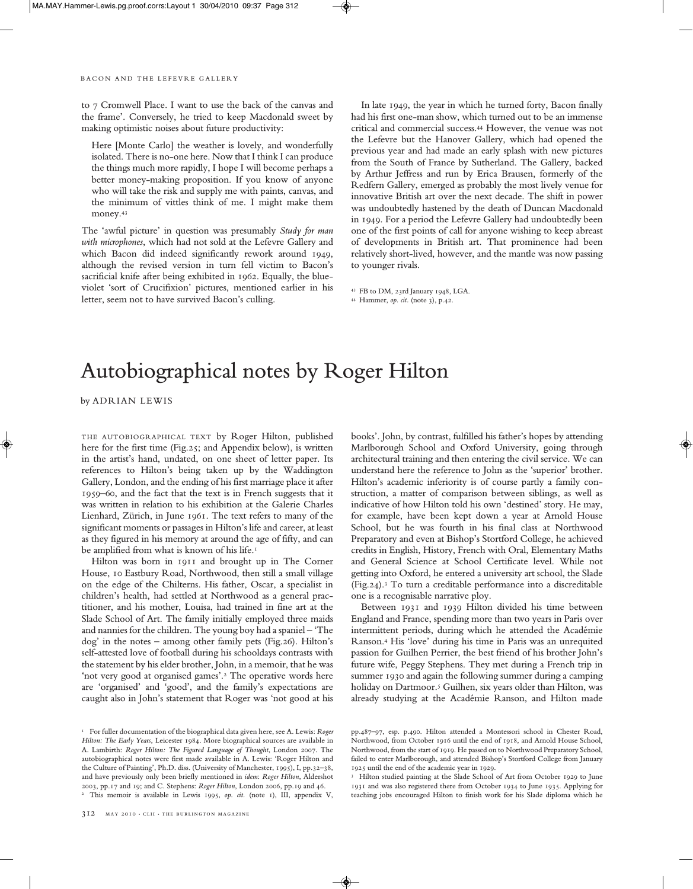to 7 Cromwell Place. I want to use the back of the canvas and the frame'. Conversely, he tried to keep Macdonald sweet by making optimistic noises about future productivity:

> Here [Monte Carlo] the weather is lovely, and wonderfully isolated. There is no-one here. Now that I think I can produce the things much more rapidly, I hope I will become perhaps a better money-making proposition. If you know of anyone who will take the risk and supply me with paints, canvas, and the minimum of vittles think of me. I might make them money.[43]

The 'awful picture' in question was presumably *Study for man with microphones*, which had not sold at the Lefevre Gallery and which Bacon did indeed significantly rework around 1949, although the revised version in turn fell victim to Bacon's sacrificial knife after being exhibited in 1962. Equally, the blue-violet 'sort of Crucifixion' pictures, mentioned earlier in his letter, seem not to have survived Bacon's culling.

In late 1949, the year in which he turned forty, Bacon finally had his first one-man show, which turned out to be an immense critical and commercial success.[44] However, the venue was not the Lefevre but the Hanover Gallery, which had opened the previous year and had made an early splash with new pictures from the South of France by Sutherland. The Gallery, backed by Arthur Jeffress and run by Erica Brausen, formerly of the Redfern Gallery, emerged as probably the most lively venue for innovative British art over the next decade. The shift in power was undoubtedly hastened by the death of Duncan Macdonald in 1949. For a period the Lefevre Gallery had undoubtedly been one of the first points of call for anyone wishing to keep abreast of developments in British art. That prominence had been relatively short-lived, however, and the mantle was now passing to younger rivals.

[43] FB to DM, 23rd January 1948, LGA.
[44] Hammer, *op. cit.* (note 3), p.42.

# Autobiographical notes by Roger Hilton

by ADRIAN LEWIS

THE AUTOBIOGRAPHICAL TEXT by Roger Hilton, published here for the first time (Fig.25; and Appendix below), is written in the artist's hand, undated, on one sheet of letter paper. Its references to Hilton's being taken up by the Waddington Gallery, London, and the ending of his first marriage place it after 1959–60, and the fact that the text is in French suggests that it was written in relation to his exhibition at the Galerie Charles Lienhard, Zürich, in June 1961. The text refers to many of the significant moments or passages in Hilton's life and career, at least as they figured in his memory at around the age of fifty, and can be amplified from what is known of his life.[1]

Hilton was born in 1911 and brought up in The Corner House, 10 Eastbury Road, Northwood, then still a small village on the edge of the Chilterns. His father, Oscar, a specialist in children's health, had settled at Northwood as a general practitioner, and his mother, Louisa, had trained in fine art at the Slade School of Art. The family initially employed three maids and nannies for the children. The young boy had a spaniel – 'The dog' in the notes – among other family pets (Fig.26). Hilton's self-attested love of football during his schooldays contrasts with the statement by his elder brother, John, in a memoir, that he was 'not very good at organised games'.[2] The operative words here are 'organised' and 'good', and the family's expectations are caught also in John's statement that Roger was 'not good at his books'. John, by contrast, fulfilled his father's hopes by attending Marlborough School and Oxford University, going through architectural training and then entering the civil service. We can understand here the reference to John as the 'superior' brother. Hilton's academic inferiority is of course partly a family construction, a matter of comparison between siblings, as well as indicative of how Hilton told his own 'destined' story. He may, for example, have been kept down a year at Arnold House School, but he was fourth in his final class at Northwood Preparatory and even at Bishop's Stortford College, he achieved credits in English, History, French with Oral, Elementary Maths and General Science at School Certificate level. While not getting into Oxford, he entered a university art school, the Slade (Fig.24).[3] To turn a creditable performance into a discreditable one is a recognisable narrative ploy.

Between 1931 and 1939 Hilton divided his time between England and France, spending more than two years in Paris over intermittent periods, during which he attended the Académie Ranson.[4] His 'love' during his time in Paris was an unrequited passion for Guilhen Perrier, the best friend of his brother John's future wife, Peggy Stephens. They met during a French trip in summer 1930 and again the following summer during a camping holiday on Dartmoor.[5] Guilhen, six years older than Hilton, was already studying at the Académie Ranson, and Hilton made

[1] For fuller documentation of the biographical data given here, see A. Lewis: *Roger Hilton: The Early Years*, Leicester 1984. More biographical sources are available in A. Lambirth: *Roger Hilton: The Figured Language of Thought*, London 2007. The autobiographical notes were first made available in A. Lewis: 'Roger Hilton and the Culture of Painting', Ph.D. diss. (University of Manchester, 1995), I, pp.32–38, and have previously only been briefly mentioned in *idem*: *Roger Hilton*, Aldershot 2003, pp.17 and 19; and C. Stephens: *Roger Hilton*, London 2006, pp.19 and 46.

[2] This memoir is available in Lewis 1995, *op. cit.* (note 1), III, appendix V, pp.487–97, esp. p.490. Hilton attended a Montessori school in Chester Road, Northwood, from October 1916 until the end of 1918, and Arnold House School, Northwood, from the start of 1919. He passed on to Northwood Preparatory School, failed to enter Marlborough, and attended Bishop's Stortford College from January 1925 until the end of the academic year in 1929.

[3] Hilton studied painting at the Slade School of Art from October 1929 to June 1931 and was also registered there from October 1934 to June 1935. Applying for teaching jobs encouraged Hilton to finish work for his Slade diploma which he